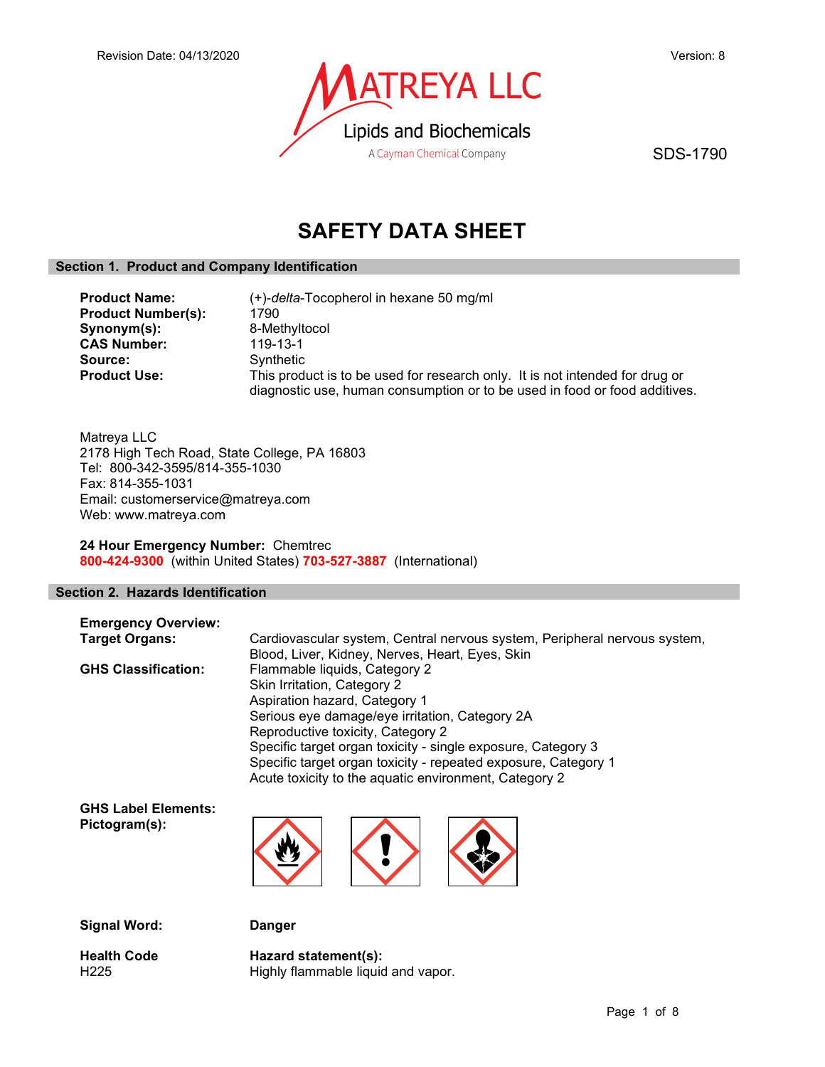Revision Date: 04/13/2020 Version: 8

MATREYA LLC
Lipids and Biochemicals
A Cayman Chemical Company

SDS-1790

# SAFETY DATA SHEET

## Section 1. Product and Company Identification

**Product Name:** (+)-*delta*-Tocopherol in hexane 50 mg/ml
**Product Number(s):** 1790
**Synonym(s):** 8-Methyltocol
**CAS Number:** 119-13-1
**Source:** Synthetic
**Product Use:** This product is to be used for research only. It is not intended for drug or diagnostic use, human consumption or to be used in food or food additives.

Matreya LLC
2178 High Tech Road, State College, PA 16803
Tel: 800-342-3595/814-355-1030
Fax: 814-355-1031
Email: customerservice@matreya.com
Web: www.matreya.com

**24 Hour Emergency Number:** Chemtrec
**800-424-9300** (within United States) **703-527-3887** (International)

## Section 2. Hazards Identification

**Emergency Overview:**

**Target Organs:** Cardiovascular system, Central nervous system, Peripheral nervous system, Blood, Liver, Kidney, Nerves, Heart, Eyes, Skin

**GHS Classification:**
Flammable liquids, Category 2
Skin Irritation, Category 2
Aspiration hazard, Category 1
Serious eye damage/eye irritation, Category 2A
Reproductive toxicity, Category 2
Specific target organ toxicity - single exposure, Category 3
Specific target organ toxicity - repeated exposure, Category 1
Acute toxicity to the aquatic environment, Category 2

**GHS Label Elements:**
**Pictogram(s):**

**Signal Word:** **Danger**

| **Health Code** | **Hazard statement(s):** |
|---|---|
| H225 | Highly flammable liquid and vapor. |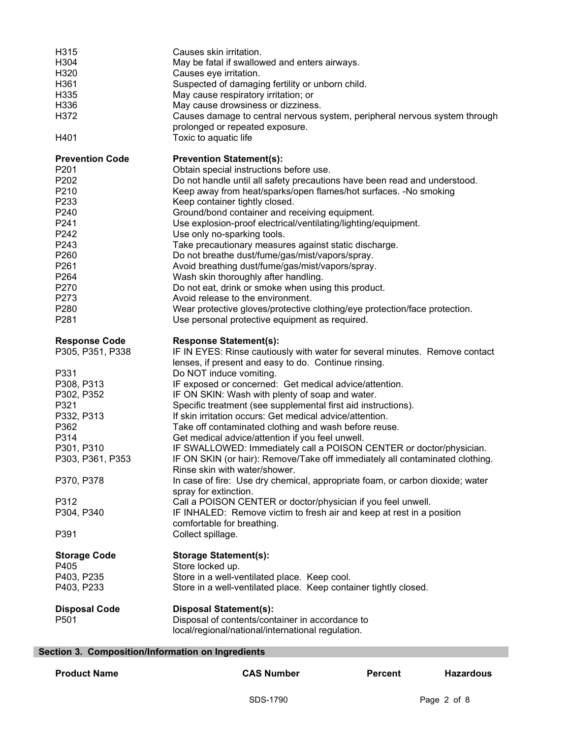| | |
|---|---|
| H315 | Causes skin irritation. |
| H304 | May be fatal if swallowed and enters airways. |
| H320 | Causes eye irritation. |
| H361 | Suspected of damaging fertility or unborn child. |
| H335 | May cause respiratory irritation; or |
| H336 | May cause drowsiness or dizziness. |
| H372 | Causes damage to central nervous system, peripheral nervous system through prolonged or repeated exposure. |
| H401 | Toxic to aquatic life |

| **Prevention Code** | **Prevention Statement(s):** |
|---|---|
| P201 | Obtain special instructions before use. |
| P202 | Do not handle until all safety precautions have been read and understood. |
| P210 | Keep away from heat/sparks/open flames/hot surfaces. -No smoking |
| P233 | Keep container tightly closed. |
| P240 | Ground/bond container and receiving equipment. |
| P241 | Use explosion-proof electrical/ventilating/lighting/equipment. |
| P242 | Use only no-sparking tools. |
| P243 | Take precautionary measures against static discharge. |
| P260 | Do not breathe dust/fume/gas/mist/vapors/spray. |
| P261 | Avoid breathing dust/fume/gas/mist/vapors/spray. |
| P264 | Wash skin thoroughly after handling. |
| P270 | Do not eat, drink or smoke when using this product. |
| P273 | Avoid release to the environment. |
| P280 | Wear protective gloves/protective clothing/eye protection/face protection. |
| P281 | Use personal protective equipment as required. |

| **Response Code** | **Response Statement(s):** |
|---|---|
| P305, P351, P338 | IF IN EYES: Rinse cautiously with water for several minutes. Remove contact lenses, if present and easy to do. Continue rinsing. |
| P331 | Do NOT induce vomiting. |
| P308, P313 | IF exposed or concerned: Get medical advice/attention. |
| P302, P352 | IF ON SKIN: Wash with plenty of soap and water. |
| P321 | Specific treatment (see supplemental first aid instructions). |
| P332, P313 | If skin irritation occurs: Get medical advice/attention. |
| P362 | Take off contaminated clothing and wash before reuse. |
| P314 | Get medical advice/attention if you feel unwell. |
| P301, P310 | IF SWALLOWED: Immediately call a POISON CENTER or doctor/physician. |
| P303, P361, P353 | IF ON SKIN (or hair): Remove/Take off immediately all contaminated clothing. Rinse skin with water/shower. |
| P370, P378 | In case of fire: Use dry chemical, appropriate foam, or carbon dioxide; water spray for extinction. |
| P312 | Call a POISON CENTER or doctor/physician if you feel unwell. |
| P304, P340 | IF INHALED: Remove victim to fresh air and keep at rest in a position comfortable for breathing. |
| P391 | Collect spillage. |

| **Storage Code** | **Storage Statement(s):** |
|---|---|
| P405 | Store locked up. |
| P403, P235 | Store in a well-ventilated place. Keep cool. |
| P403, P233 | Store in a well-ventilated place. Keep container tightly closed. |

| **Disposal Code** | **Disposal Statement(s):** |
|---|---|
| P501 | Disposal of contents/container in accordance to local/regional/national/international regulation. |

## Section 3. Composition/Information on Ingredients

| **Product Name** | **CAS Number** | **Percent** | **Hazardous** |
|---|---|---|---|

SDS-1790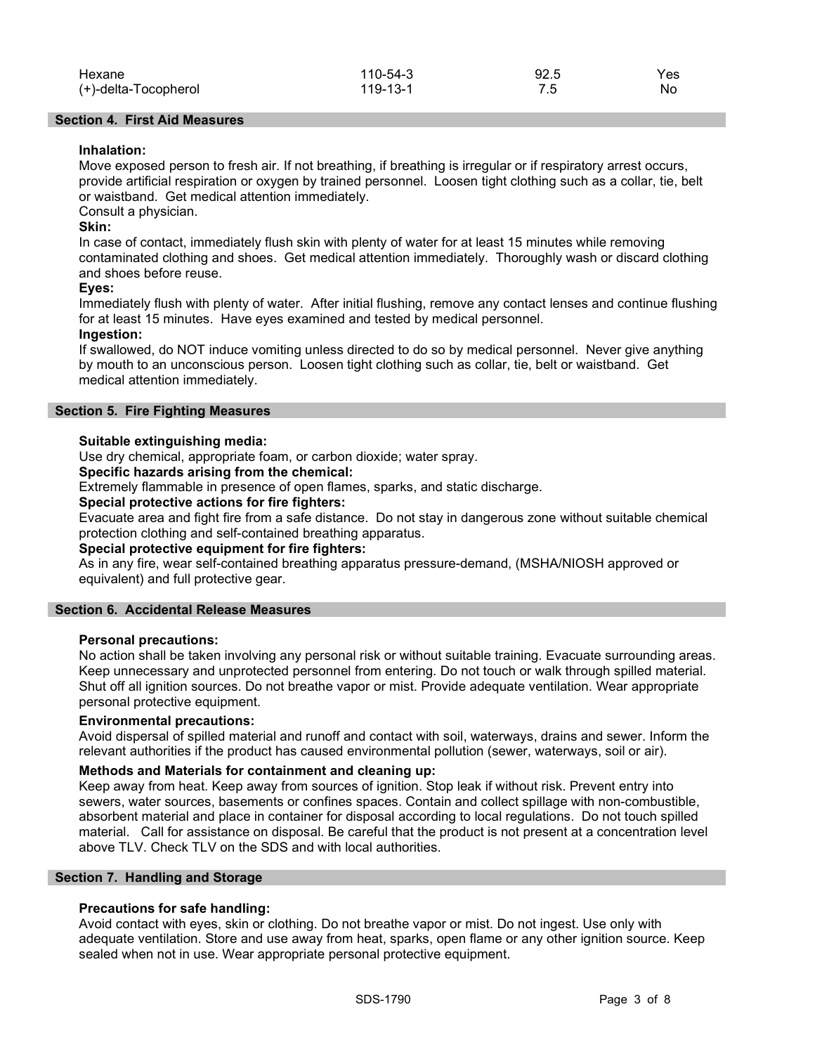| | | | |
|---|---|---|---|
| Hexane | 110-54-3 | 92.5 | Yes |
| (+)-delta-Tocopherol | 119-13-1 | 7.5 | No |

## Section 4. First Aid Measures

**Inhalation:**
Move exposed person to fresh air. If not breathing, if breathing is irregular or if respiratory arrest occurs, provide artificial respiration or oxygen by trained personnel. Loosen tight clothing such as a collar, tie, belt or waistband. Get medical attention immediately.
Consult a physician.

**Skin:**
In case of contact, immediately flush skin with plenty of water for at least 15 minutes while removing contaminated clothing and shoes. Get medical attention immediately. Thoroughly wash or discard clothing and shoes before reuse.

**Eyes:**
Immediately flush with plenty of water. After initial flushing, remove any contact lenses and continue flushing for at least 15 minutes. Have eyes examined and tested by medical personnel.

**Ingestion:**
If swallowed, do NOT induce vomiting unless directed to do so by medical personnel. Never give anything by mouth to an unconscious person. Loosen tight clothing such as collar, tie, belt or waistband. Get medical attention immediately.

## Section 5. Fire Fighting Measures

**Suitable extinguishing media:**
Use dry chemical, appropriate foam, or carbon dioxide; water spray.

**Specific hazards arising from the chemical:**
Extremely flammable in presence of open flames, sparks, and static discharge.

**Special protective actions for fire fighters:**
Evacuate area and fight fire from a safe distance. Do not stay in dangerous zone without suitable chemical protection clothing and self-contained breathing apparatus.

**Special protective equipment for fire fighters:**
As in any fire, wear self-contained breathing apparatus pressure-demand, (MSHA/NIOSH approved or equivalent) and full protective gear.

## Section 6. Accidental Release Measures

**Personal precautions:**
No action shall be taken involving any personal risk or without suitable training. Evacuate surrounding areas. Keep unnecessary and unprotected personnel from entering. Do not touch or walk through spilled material. Shut off all ignition sources. Do not breathe vapor or mist. Provide adequate ventilation. Wear appropriate personal protective equipment.

**Environmental precautions:**
Avoid dispersal of spilled material and runoff and contact with soil, waterways, drains and sewer. Inform the relevant authorities if the product has caused environmental pollution (sewer, waterways, soil or air).

**Methods and Materials for containment and cleaning up:**
Keep away from heat. Keep away from sources of ignition. Stop leak if without risk. Prevent entry into sewers, water sources, basements or confines spaces. Contain and collect spillage with non-combustible, absorbent material and place in container for disposal according to local regulations. Do not touch spilled material. Call for assistance on disposal. Be careful that the product is not present at a concentration level above TLV. Check TLV on the SDS and with local authorities.

## Section 7. Handling and Storage

**Precautions for safe handling:**
Avoid contact with eyes, skin or clothing. Do not breathe vapor or mist. Do not ingest. Use only with adequate ventilation. Store and use away from heat, sparks, open flame or any other ignition source. Keep sealed when not in use. Wear appropriate personal protective equipment.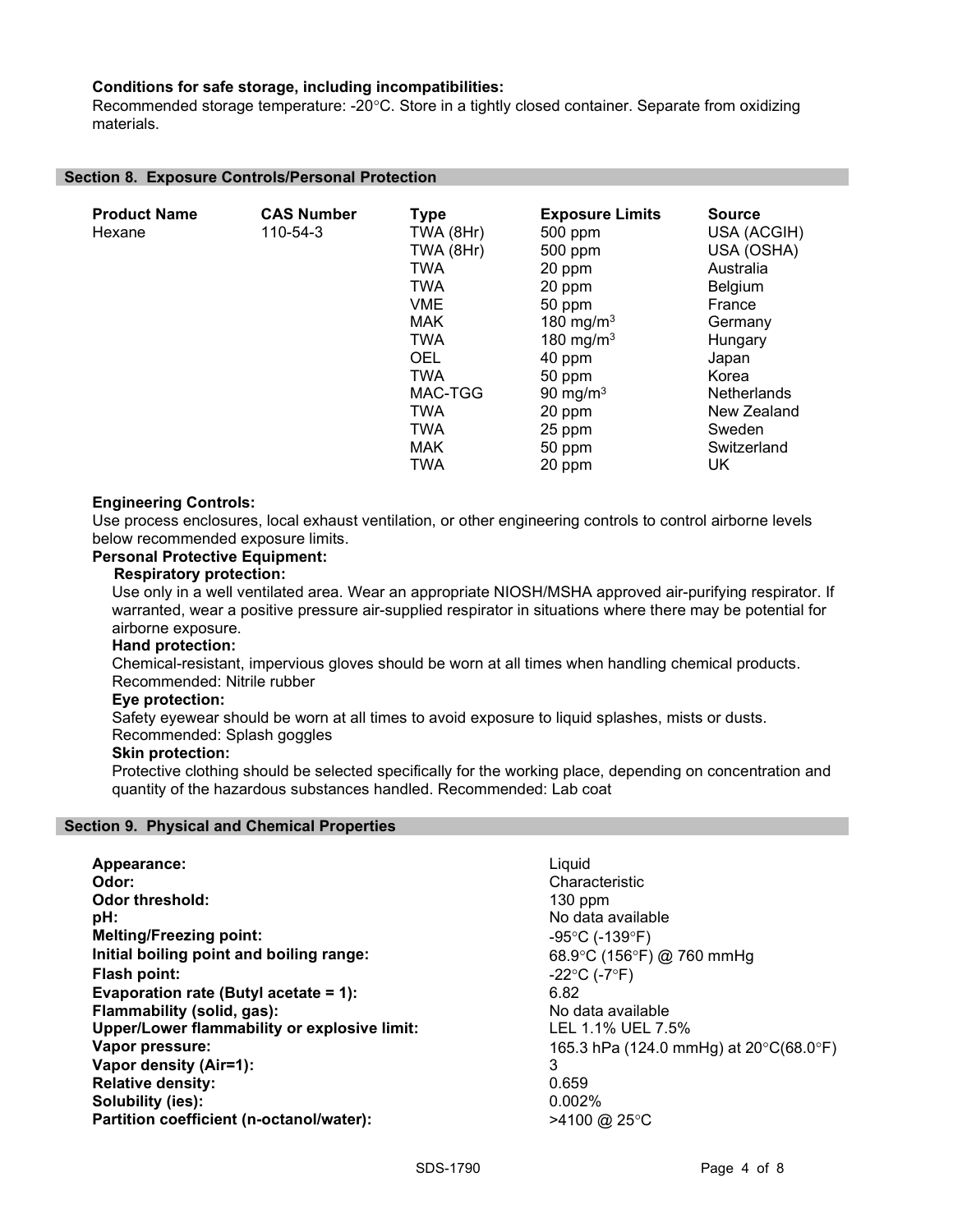**Conditions for safe storage, including incompatibilities:**
Recommended storage temperature: -20°C. Store in a tightly closed container. Separate from oxidizing materials.

## Section 8. Exposure Controls/Personal Protection

| Product Name | CAS Number | Type | Exposure Limits | Source |
|---|---|---|---|---|
| Hexane | 110-54-3 | TWA (8Hr) | 500 ppm | USA (ACGIH) |
| | | TWA (8Hr) | 500 ppm | USA (OSHA) |
| | | TWA | 20 ppm | Australia |
| | | TWA | 20 ppm | Belgium |
| | | VME | 50 ppm | France |
| | | MAK | 180 $mg/m^3$ | Germany |
| | | TWA | 180 $mg/m^3$ | Hungary |
| | | OEL | 40 ppm | Japan |
| | | TWA | 50 ppm | Korea |
| | | MAC-TGG | 90 $mg/m^3$ | Netherlands |
| | | TWA | 20 ppm | New Zealand |
| | | TWA | 25 ppm | Sweden |
| | | MAK | 50 ppm | Switzerland |
| | | TWA | 20 ppm | UK |

**Engineering Controls:**
Use process enclosures, local exhaust ventilation, or other engineering controls to control airborne levels below recommended exposure limits.

**Personal Protective Equipment:**

**Respiratory protection:**
Use only in a well ventilated area. Wear an appropriate NIOSH/MSHA approved air-purifying respirator. If warranted, wear a positive pressure air-supplied respirator in situations where there may be potential for airborne exposure.

**Hand protection:**
Chemical-resistant, impervious gloves should be worn at all times when handling chemical products. Recommended: Nitrile rubber

**Eye protection:**
Safety eyewear should be worn at all times to avoid exposure to liquid splashes, mists or dusts. Recommended: Splash goggles

**Skin protection:**
Protective clothing should be selected specifically for the working place, depending on concentration and quantity of the hazardous substances handled. Recommended: Lab coat

## Section 9. Physical and Chemical Properties

| | |
|---|---|
| **Appearance:** | Liquid |
| **Odor:** | Characteristic |
| **Odor threshold:** | 130 ppm |
| **pH:** | No data available |
| **Melting/Freezing point:** | -95°C (-139°F) |
| **Initial boiling point and boiling range:** | 68.9°C (156°F) @ 760 mmHg |
| **Flash point:** | -22°C (-7°F) |
| **Evaporation rate (Butyl acetate = 1):** | 6.82 |
| **Flammability (solid, gas):** | No data available |
| **Upper/Lower flammability or explosive limit:** | LEL 1.1% UEL 7.5% |
| **Vapor pressure:** | 165.3 hPa (124.0 mmHg) at 20°C(68.0°F) |
| **Vapor density (Air=1):** | 3 |
| **Relative density:** | 0.659 |
| **Solubility (ies):** | 0.002% |
| **Partition coefficient (n-octanol/water):** | >4100 @ 25°C |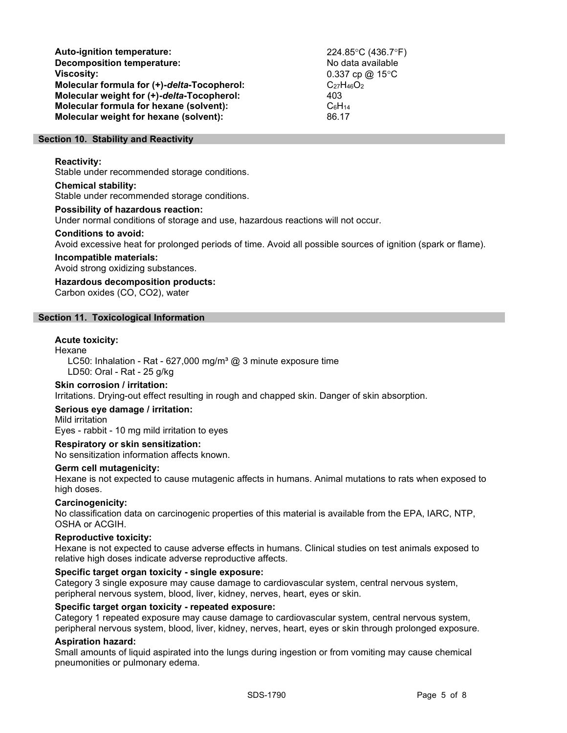**Auto-ignition temperature:** 224.85°C (436.7°F)
**Decomposition temperature:** No data available
**Viscosity:** 0.337 cp @ 15°C
**Molecular formula for (+)-*delta*-Tocopherol:** $C_{27}H_{46}O_2$
**Molecular weight for (+)-*delta*-Tocopherol:** 403
**Molecular formula for hexane (solvent):** $C_6H_{14}$
**Molecular weight for hexane (solvent):** 86.17

## Section 10. Stability and Reactivity

**Reactivity:**
Stable under recommended storage conditions.

**Chemical stability:**
Stable under recommended storage conditions.

**Possibility of hazardous reaction:**
Under normal conditions of storage and use, hazardous reactions will not occur.

**Conditions to avoid:**
Avoid excessive heat for prolonged periods of time. Avoid all possible sources of ignition (spark or flame).

**Incompatible materials:**
Avoid strong oxidizing substances.

**Hazardous decomposition products:**
Carbon oxides (CO, CO2), water

## Section 11. Toxicological Information

**Acute toxicity:**
Hexane
LC50: Inhalation - Rat - 627,000 mg/m³ @ 3 minute exposure time
LD50: Oral - Rat - 25 g/kg

**Skin corrosion / irritation:**
Irritations. Drying-out effect resulting in rough and chapped skin. Danger of skin absorption.

**Serious eye damage / irritation:**
Mild irritation
Eyes - rabbit - 10 mg mild irritation to eyes

**Respiratory or skin sensitization:**
No sensitization information affects known.

**Germ cell mutagenicity:**
Hexane is not expected to cause mutagenic affects in humans. Animal mutations to rats when exposed to high doses.

**Carcinogenicity:**
No classification data on carcinogenic properties of this material is available from the EPA, IARC, NTP, OSHA or ACGIH.

**Reproductive toxicity:**
Hexane is not expected to cause adverse effects in humans. Clinical studies on test animals exposed to relative high doses indicate adverse reproductive affects.

**Specific target organ toxicity - single exposure:**
Category 3 single exposure may cause damage to cardiovascular system, central nervous system, peripheral nervous system, blood, liver, kidney, nerves, heart, eyes or skin.

**Specific target organ toxicity - repeated exposure:**
Category 1 repeated exposure may cause damage to cardiovascular system, central nervous system, peripheral nervous system, blood, liver, kidney, nerves, heart, eyes or skin through prolonged exposure.

**Aspiration hazard:**
Small amounts of liquid aspirated into the lungs during ingestion or from vomiting may cause chemical pneumonities or pulmonary edema.

SDS-1790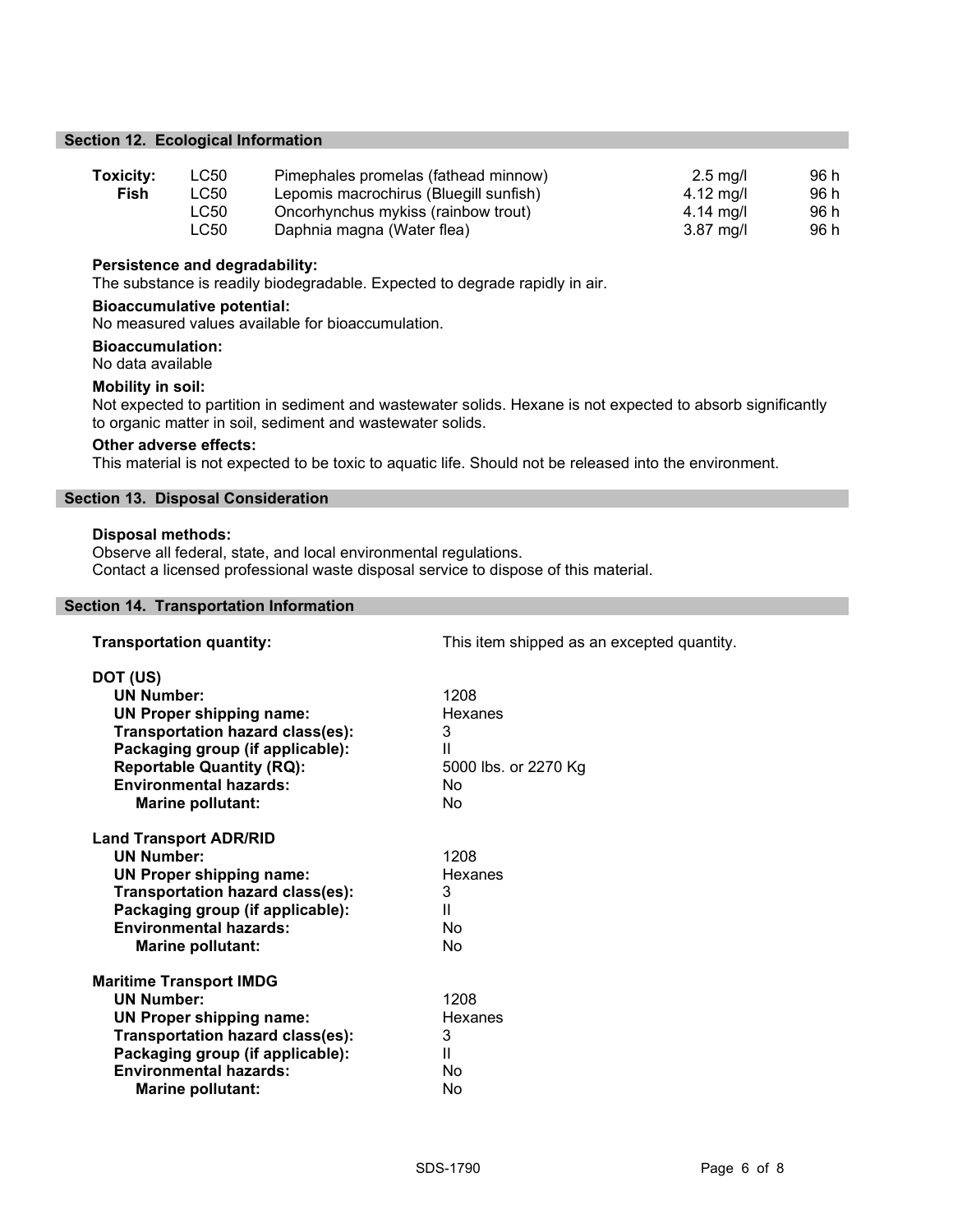## Section 12. Ecological Information

| Toxicity: Fish | | | | |
|---|---|---|---|---|
| | LC50 | Pimephales promelas (fathead minnow) | 2.5 mg/l | 96 h |
| | LC50 | Lepomis macrochirus (Bluegill sunfish) | 4.12 mg/l | 96 h |
| | LC50 | Oncorhynchus mykiss (rainbow trout) | 4.14 mg/l | 96 h |
| | LC50 | Daphnia magna (Water flea) | 3.87 mg/l | 96 h |

**Persistence and degradability:**
The substance is readily biodegradable. Expected to degrade rapidly in air.

**Bioaccumulative potential:**
No measured values available for bioaccumulation.

**Bioaccumulation:**
No data available

**Mobility in soil:**
Not expected to partition in sediment and wastewater solids. Hexane is not expected to absorb significantly to organic matter in soil, sediment and wastewater solids.

**Other adverse effects:**
This material is not expected to be toxic to aquatic life. Should not be released into the environment.

## Section 13. Disposal Consideration

**Disposal methods:**
Observe all federal, state, and local environmental regulations.
Contact a licensed professional waste disposal service to dispose of this material.

## Section 14. Transportation Information

**Transportation quantity:** This item shipped as an excepted quantity.

**DOT (US)**
- **UN Number:** 1208
- **UN Proper shipping name:** Hexanes
- **Transportation hazard class(es):** 3
- **Packaging group (if applicable):** II
- **Reportable Quantity (RQ):** 5000 lbs. or 2270 Kg
- **Environmental hazards:** No
  - **Marine pollutant:** No

**Land Transport ADR/RID**
- **UN Number:** 1208
- **UN Proper shipping name:** Hexanes
- **Transportation hazard class(es):** 3
- **Packaging group (if applicable):** II
- **Environmental hazards:** No
  - **Marine pollutant:** No

**Maritime Transport IMDG**
- **UN Number:** 1208
- **UN Proper shipping name:** Hexanes
- **Transportation hazard class(es):** 3
- **Packaging group (if applicable):** II
- **Environmental hazards:** No
  - **Marine pollutant:** No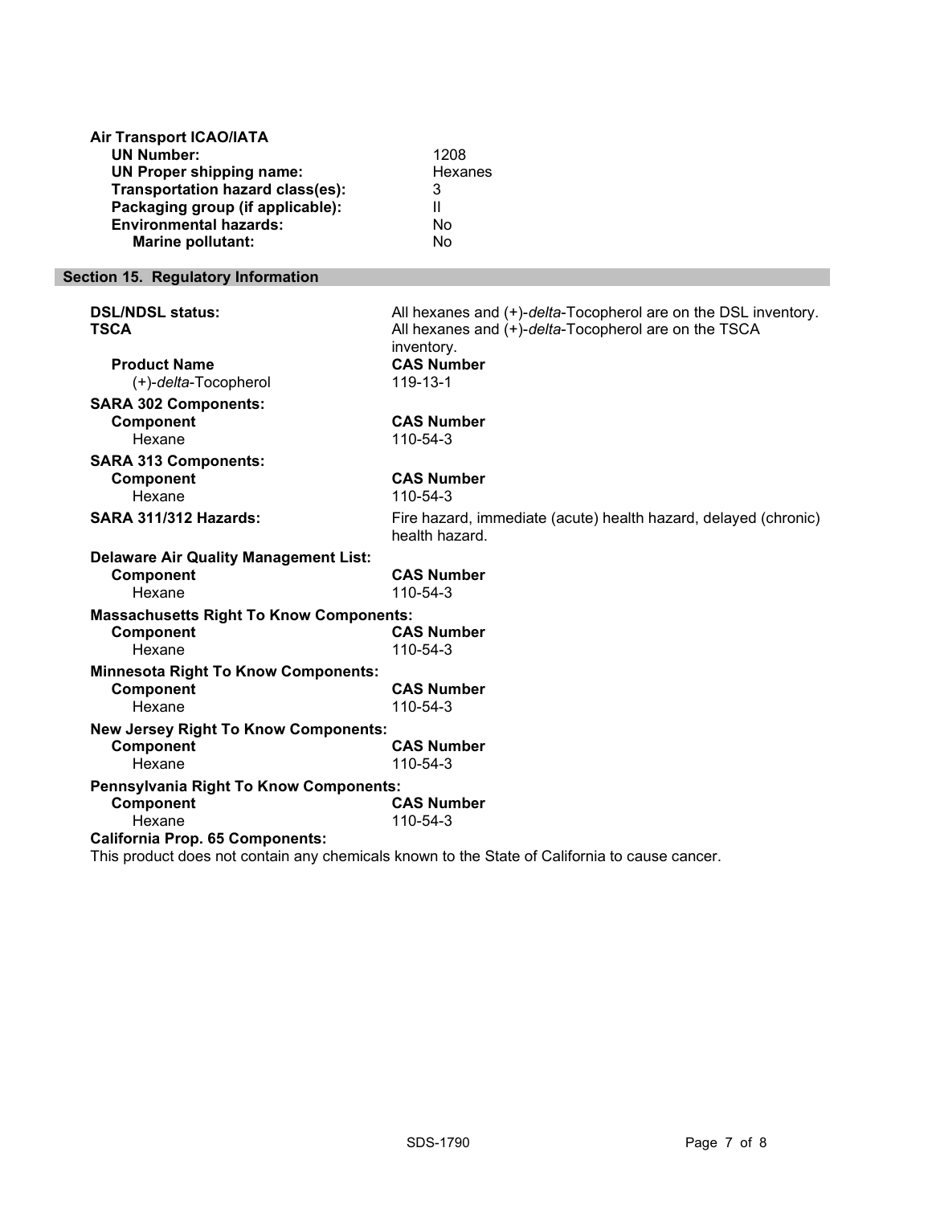**Air Transport ICAO/IATA**

| | |
|---|---|
| **UN Number:** | 1208 |
| **UN Proper shipping name:** | Hexanes |
| **Transportation hazard class(es):** | 3 |
| **Packaging group (if applicable):** | II |
| **Environmental hazards:** | No |
| **Marine pollutant:** | No |

## Section 15. Regulatory Information

**DSL/NDSL status:** All hexanes and (+)-*delta*-Tocopherol are on the DSL inventory.

**TSCA** All hexanes and (+)-*delta*-Tocopherol are on the TSCA inventory.

| **Product Name** | **CAS Number** |
|---|---|
| (+)-*delta*-Tocopherol | 119-13-1 |

**SARA 302 Components:**

| **Component** | **CAS Number** |
|---|---|
| Hexane | 110-54-3 |

**SARA 313 Components:**

| **Component** | **CAS Number** |
|---|---|
| Hexane | 110-54-3 |

**SARA 311/312 Hazards:** Fire hazard, immediate (acute) health hazard, delayed (chronic) health hazard.

**Delaware Air Quality Management List:**

| **Component** | **CAS Number** |
|---|---|
| Hexane | 110-54-3 |

**Massachusetts Right To Know Components:**

| **Component** | **CAS Number** |
|---|---|
| Hexane | 110-54-3 |

**Minnesota Right To Know Components:**

| **Component** | **CAS Number** |
|---|---|
| Hexane | 110-54-3 |

**New Jersey Right To Know Components:**

| **Component** | **CAS Number** |
|---|---|
| Hexane | 110-54-3 |

**Pennsylvania Right To Know Components:**

| **Component** | **CAS Number** |
|---|---|
| Hexane | 110-54-3 |

**California Prop. 65 Components:**

This product does not contain any chemicals known to the State of California to cause cancer.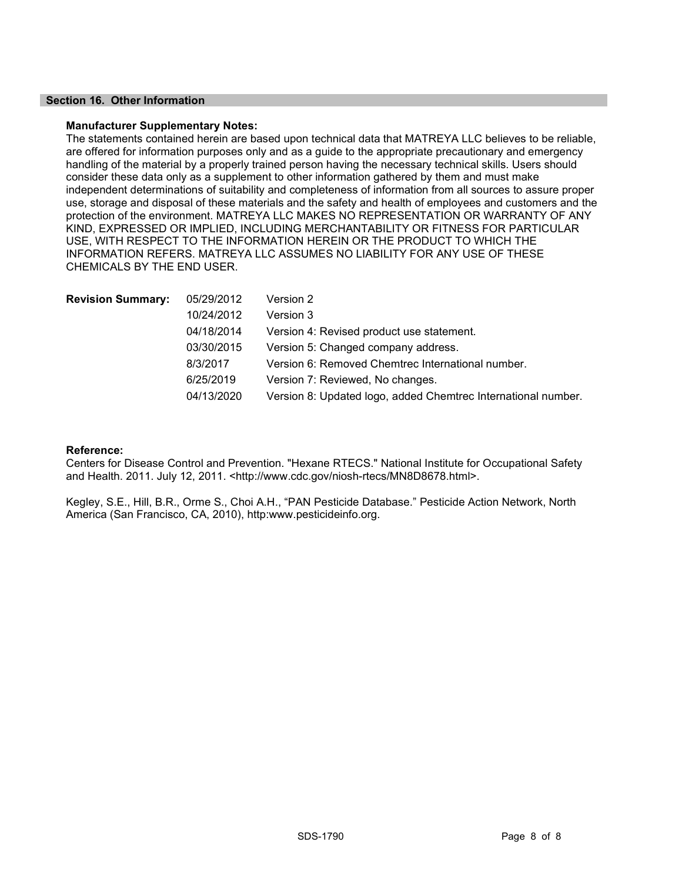## Section 16. Other Information

**Manufacturer Supplementary Notes:**

The statements contained herein are based upon technical data that MATREYA LLC believes to be reliable, are offered for information purposes only and as a guide to the appropriate precautionary and emergency handling of the material by a properly trained person having the necessary technical skills. Users should consider these data only as a supplement to other information gathered by them and must make independent determinations of suitability and completeness of information from all sources to assure proper use, storage and disposal of these materials and the safety and health of employees and customers and the protection of the environment. MATREYA LLC MAKES NO REPRESENTATION OR WARRANTY OF ANY KIND, EXPRESSED OR IMPLIED, INCLUDING MERCHANTABILITY OR FITNESS FOR PARTICULAR USE, WITH RESPECT TO THE INFORMATION HEREIN OR THE PRODUCT TO WHICH THE INFORMATION REFERS. MATREYA LLC ASSUMES NO LIABILITY FOR ANY USE OF THESE CHEMICALS BY THE END USER.

| | | |
|---|---|---|
| **Revision Summary:** | 05/29/2012 | Version 2 |
| | 10/24/2012 | Version 3 |
| | 04/18/2014 | Version 4: Revised product use statement. |
| | 03/30/2015 | Version 5: Changed company address. |
| | 8/3/2017 | Version 6: Removed Chemtrec International number. |
| | 6/25/2019 | Version 7: Reviewed, No changes. |
| | 04/13/2020 | Version 8: Updated logo, added Chemtrec International number. |

**Reference:**

Centers for Disease Control and Prevention. "Hexane RTECS." National Institute for Occupational Safety and Health. 2011. July 12, 2011. <http://www.cdc.gov/niosh-rtecs/MN8D8678.html>.

Kegley, S.E., Hill, B.R., Orme S., Choi A.H., "PAN Pesticide Database." Pesticide Action Network, North America (San Francisco, CA, 2010), http:www.pesticideinfo.org.

SDS-1790